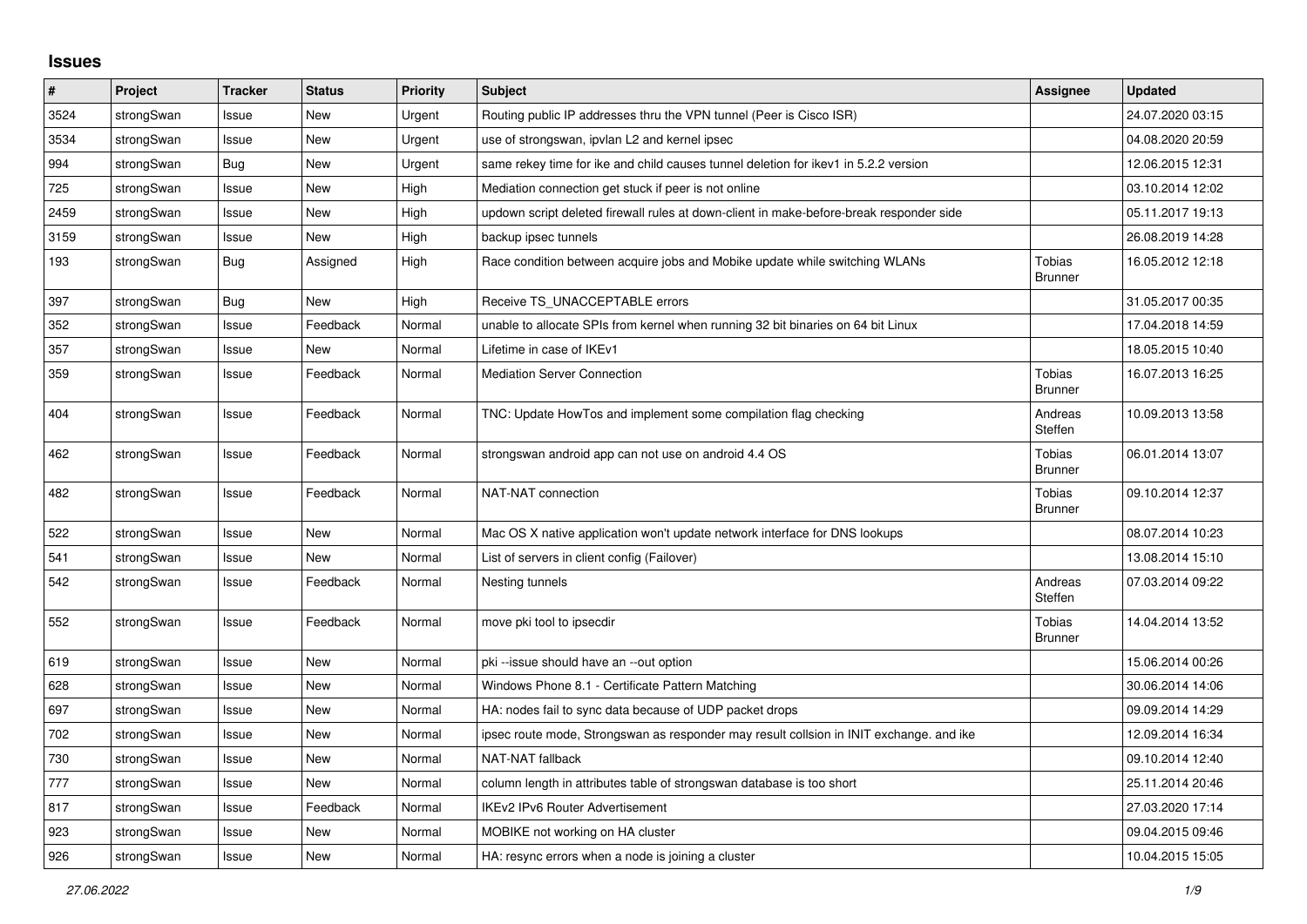# Issues

| # | Project | Tracker | Status | Priority | Subject | Assignee | Updated |
|---|---|---|---|---|---|---|---|
| 3524 | strongSwan | Issue | New | Urgent | Routing public IP addresses thru the VPN tunnel (Peer is Cisco ISR) | | 24.07.2020 03:15 |
| 3534 | strongSwan | Issue | New | Urgent | use of strongswan, ipvlan L2 and kernel ipsec | | 04.08.2020 20:59 |
| 994 | strongSwan | Bug | New | Urgent | same rekey time for ike and child causes tunnel deletion for ikev1 in 5.2.2 version | | 12.06.2015 12:31 |
| 725 | strongSwan | Issue | New | High | Mediation connection get stuck if peer is not online | | 03.10.2014 12:02 |
| 2459 | strongSwan | Issue | New | High | updown script deleted firewall rules at down-client in make-before-break responder side | | 05.11.2017 19:13 |
| 3159 | strongSwan | Issue | New | High | backup ipsec tunnels | | 26.08.2019 14:28 |
| 193 | strongSwan | Bug | Assigned | High | Race condition between acquire jobs and Mobike update while switching WLANs | Tobias Brunner | 16.05.2012 12:18 |
| 397 | strongSwan | Bug | New | High | Receive TS_UNACCEPTABLE errors | | 31.05.2017 00:35 |
| 352 | strongSwan | Issue | Feedback | Normal | unable to allocate SPIs from kernel when running 32 bit binaries on 64 bit Linux | | 17.04.2018 14:59 |
| 357 | strongSwan | Issue | New | Normal | Lifetime in case of IKEv1 | | 18.05.2015 10:40 |
| 359 | strongSwan | Issue | Feedback | Normal | Mediation Server Connection | Tobias Brunner | 16.07.2013 16:25 |
| 404 | strongSwan | Issue | Feedback | Normal | TNC: Update HowTos and implement some compilation flag checking | Andreas Steffen | 10.09.2013 13:58 |
| 462 | strongSwan | Issue | Feedback | Normal | strongswan android app can not use on android 4.4 OS | Tobias Brunner | 06.01.2014 13:07 |
| 482 | strongSwan | Issue | Feedback | Normal | NAT-NAT connection | Tobias Brunner | 09.10.2014 12:37 |
| 522 | strongSwan | Issue | New | Normal | Mac OS X native application won't update network interface for DNS lookups | | 08.07.2014 10:23 |
| 541 | strongSwan | Issue | New | Normal | List of servers in client config (Failover) | | 13.08.2014 15:10 |
| 542 | strongSwan | Issue | Feedback | Normal | Nesting tunnels | Andreas Steffen | 07.03.2014 09:22 |
| 552 | strongSwan | Issue | Feedback | Normal | move pki tool to ipsecdir | Tobias Brunner | 14.04.2014 13:52 |
| 619 | strongSwan | Issue | New | Normal | pki --issue should have an --out option | | 15.06.2014 00:26 |
| 628 | strongSwan | Issue | New | Normal | Windows Phone 8.1 - Certificate Pattern Matching | | 30.06.2014 14:06 |
| 697 | strongSwan | Issue | New | Normal | HA: nodes fail to sync data because of UDP packet drops | | 09.09.2014 14:29 |
| 702 | strongSwan | Issue | New | Normal | ipsec route mode, Strongswan as responder may result collsion in INIT exchange. and ike | | 12.09.2014 16:34 |
| 730 | strongSwan | Issue | New | Normal | NAT-NAT fallback | | 09.10.2014 12:40 |
| 777 | strongSwan | Issue | New | Normal | column length in attributes table of strongswan database is too short | | 25.11.2014 20:46 |
| 817 | strongSwan | Issue | Feedback | Normal | IKEv2 IPv6 Router Advertisement | | 27.03.2020 17:14 |
| 923 | strongSwan | Issue | New | Normal | MOBIKE not working on HA cluster | | 09.04.2015 09:46 |
| 926 | strongSwan | Issue | New | Normal | HA: resync errors when a node is joining a cluster | | 10.04.2015 15:05 |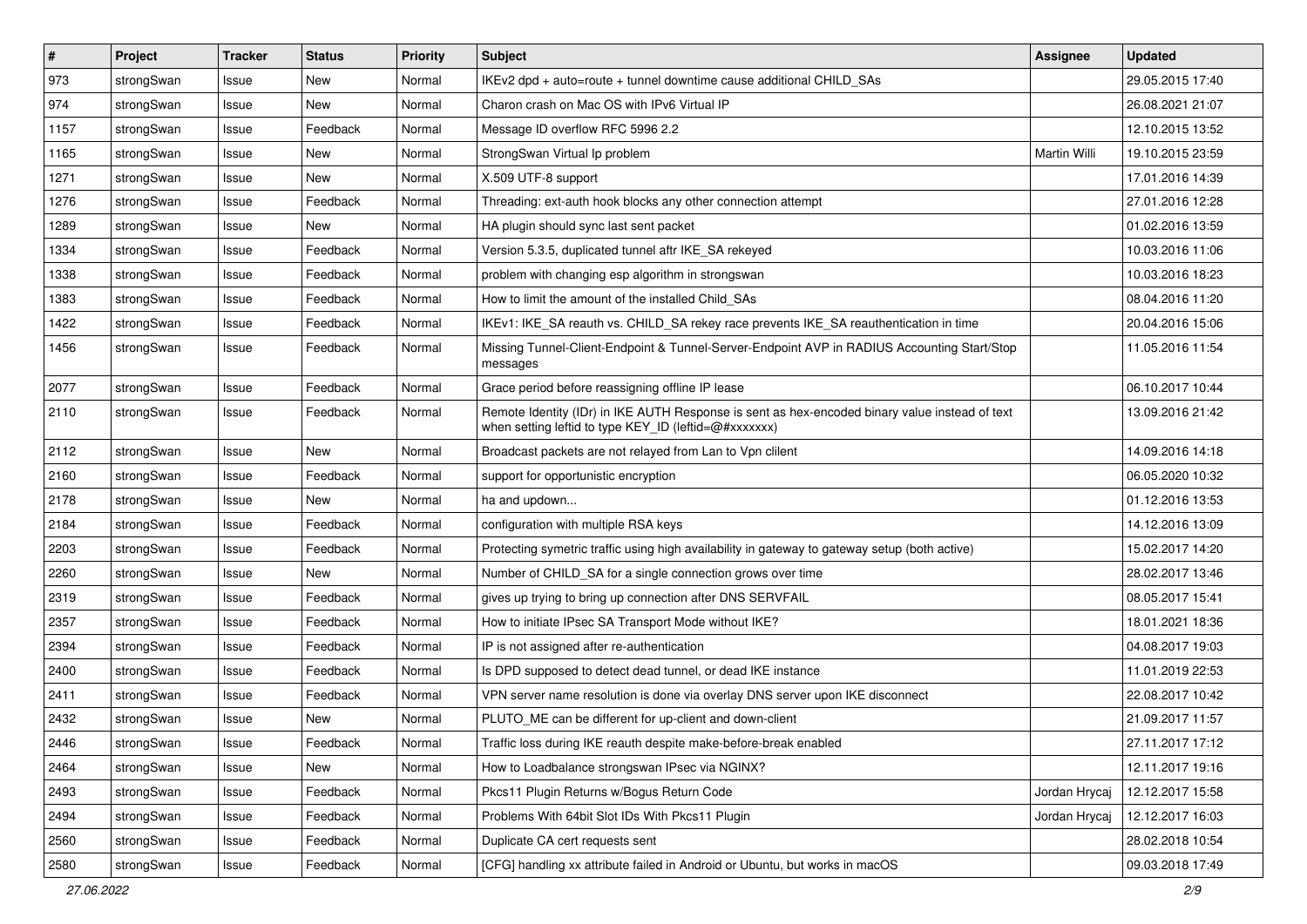| # | Project | Tracker | Status | Priority | Subject | Assignee | Updated |
|---|---|---|---|---|---|---|---|
| 973 | strongSwan | Issue | New | Normal | IKEv2 dpd + auto=route + tunnel downtime cause additional CHILD_SAs | | 29.05.2015 17:40 |
| 974 | strongSwan | Issue | New | Normal | Charon crash on Mac OS with IPv6 Virtual IP | | 26.08.2021 21:07 |
| 1157 | strongSwan | Issue | Feedback | Normal | Message ID overflow RFC 5996 2.2 | | 12.10.2015 13:52 |
| 1165 | strongSwan | Issue | New | Normal | StrongSwan Virtual Ip problem | Martin Willi | 19.10.2015 23:59 |
| 1271 | strongSwan | Issue | New | Normal | X.509 UTF-8 support | | 17.01.2016 14:39 |
| 1276 | strongSwan | Issue | Feedback | Normal | Threading: ext-auth hook blocks any other connection attempt | | 27.01.2016 12:28 |
| 1289 | strongSwan | Issue | New | Normal | HA plugin should sync last sent packet | | 01.02.2016 13:59 |
| 1334 | strongSwan | Issue | Feedback | Normal | Version 5.3.5, duplicated tunnel aftr IKE_SA rekeyed | | 10.03.2016 11:06 |
| 1338 | strongSwan | Issue | Feedback | Normal | problem with changing esp algorithm in strongswan | | 10.03.2016 18:23 |
| 1383 | strongSwan | Issue | Feedback | Normal | How to limit the amount of the installed Child_SAs | | 08.04.2016 11:20 |
| 1422 | strongSwan | Issue | Feedback | Normal | IKEv1: IKE_SA reauth vs. CHILD_SA rekey race prevents IKE_SA reauthentication in time | | 20.04.2016 15:06 |
| 1456 | strongSwan | Issue | Feedback | Normal | Missing Tunnel-Client-Endpoint & Tunnel-Server-Endpoint AVP in RADIUS Accounting Start/Stop messages | | 11.05.2016 11:54 |
| 2077 | strongSwan | Issue | Feedback | Normal | Grace period before reassigning offline IP lease | | 06.10.2017 10:44 |
| 2110 | strongSwan | Issue | Feedback | Normal | Remote Identity (IDr) in IKE AUTH Response is sent as hex-encoded binary value instead of text when setting leftid to type KEY_ID (leftid=@#xxxxxxx) | | 13.09.2016 21:42 |
| 2112 | strongSwan | Issue | New | Normal | Broadcast packets are not relayed from Lan to Vpn clilent | | 14.09.2016 14:18 |
| 2160 | strongSwan | Issue | Feedback | Normal | support for opportunistic encryption | | 06.05.2020 10:32 |
| 2178 | strongSwan | Issue | New | Normal | ha and updown... | | 01.12.2016 13:53 |
| 2184 | strongSwan | Issue | Feedback | Normal | configuration with multiple RSA keys | | 14.12.2016 13:09 |
| 2203 | strongSwan | Issue | Feedback | Normal | Protecting symetric traffic using high availability in gateway to gateway setup (both active) | | 15.02.2017 14:20 |
| 2260 | strongSwan | Issue | New | Normal | Number of CHILD_SA for a single connection grows over time | | 28.02.2017 13:46 |
| 2319 | strongSwan | Issue | Feedback | Normal | gives up trying to bring up connection after DNS SERVFAIL | | 08.05.2017 15:41 |
| 2357 | strongSwan | Issue | Feedback | Normal | How to initiate IPsec SA Transport Mode without IKE? | | 18.01.2021 18:36 |
| 2394 | strongSwan | Issue | Feedback | Normal | IP is not assigned after re-authentication | | 04.08.2017 19:03 |
| 2400 | strongSwan | Issue | Feedback | Normal | Is DPD supposed to detect dead tunnel, or dead IKE instance | | 11.01.2019 22:53 |
| 2411 | strongSwan | Issue | Feedback | Normal | VPN server name resolution is done via overlay DNS server upon IKE disconnect | | 22.08.2017 10:42 |
| 2432 | strongSwan | Issue | New | Normal | PLUTO_ME can be different for up-client and down-client | | 21.09.2017 11:57 |
| 2446 | strongSwan | Issue | Feedback | Normal | Traffic loss during IKE reauth despite make-before-break enabled | | 27.11.2017 17:12 |
| 2464 | strongSwan | Issue | New | Normal | How to Loadbalance strongswan IPsec via NGINX? | | 12.11.2017 19:16 |
| 2493 | strongSwan | Issue | Feedback | Normal | Pkcs11 Plugin Returns w/Bogus Return Code | Jordan Hrycaj | 12.12.2017 15:58 |
| 2494 | strongSwan | Issue | Feedback | Normal | Problems With 64bit Slot IDs With Pkcs11 Plugin | Jordan Hrycaj | 12.12.2017 16:03 |
| 2560 | strongSwan | Issue | Feedback | Normal | Duplicate CA cert requests sent | | 28.02.2018 10:54 |
| 2580 | strongSwan | Issue | Feedback | Normal | [CFG] handling xx attribute failed in Android or Ubuntu, but works in macOS | | 09.03.2018 17:49 |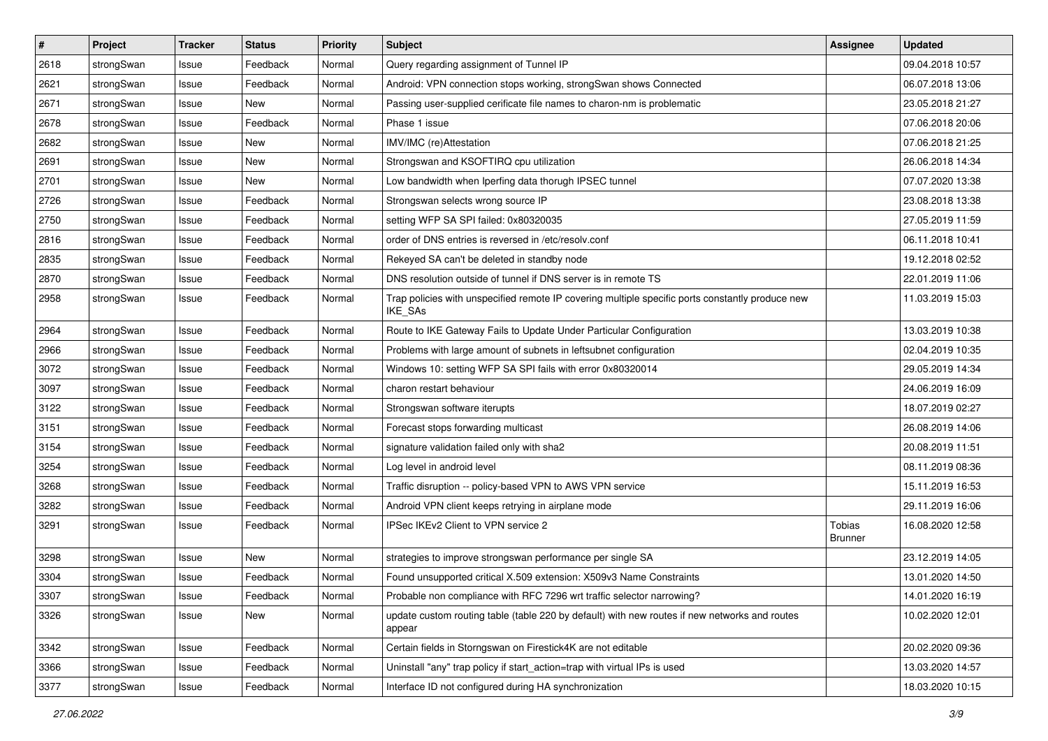| # | Project | Tracker | Status | Priority | Subject | Assignee | Updated |
|---|---|---|---|---|---|---|---|
| 2618 | strongSwan | Issue | Feedback | Normal | Query regarding assignment of Tunnel IP | | 09.04.2018 10:57 |
| 2621 | strongSwan | Issue | Feedback | Normal | Android: VPN connection stops working, strongSwan shows Connected | | 06.07.2018 13:06 |
| 2671 | strongSwan | Issue | New | Normal | Passing user-supplied cerificate file names to charon-nm is problematic | | 23.05.2018 21:27 |
| 2678 | strongSwan | Issue | Feedback | Normal | Phase 1 issue | | 07.06.2018 20:06 |
| 2682 | strongSwan | Issue | New | Normal | IMV/IMC (re)Attestation | | 07.06.2018 21:25 |
| 2691 | strongSwan | Issue | New | Normal | Strongswan and KSOFTIRQ cpu utilization | | 26.06.2018 14:34 |
| 2701 | strongSwan | Issue | New | Normal | Low bandwidth when Iperfing data thorugh IPSEC tunnel | | 07.07.2020 13:38 |
| 2726 | strongSwan | Issue | Feedback | Normal | Strongswan selects wrong source IP | | 23.08.2018 13:38 |
| 2750 | strongSwan | Issue | Feedback | Normal | setting WFP SA SPI failed: 0x80320035 | | 27.05.2019 11:59 |
| 2816 | strongSwan | Issue | Feedback | Normal | order of DNS entries is reversed in /etc/resolv.conf | | 06.11.2018 10:41 |
| 2835 | strongSwan | Issue | Feedback | Normal | Rekeyed SA can't be deleted in standby node | | 19.12.2018 02:52 |
| 2870 | strongSwan | Issue | Feedback | Normal | DNS resolution outside of tunnel if DNS server is in remote TS | | 22.01.2019 11:06 |
| 2958 | strongSwan | Issue | Feedback | Normal | Trap policies with unspecified remote IP covering multiple specific ports constantly produce new IKE_SAs | | 11.03.2019 15:03 |
| 2964 | strongSwan | Issue | Feedback | Normal | Route to IKE Gateway Fails to Update Under Particular Configuration | | 13.03.2019 10:38 |
| 2966 | strongSwan | Issue | Feedback | Normal | Problems with large amount of subnets in leftsubnet configuration | | 02.04.2019 10:35 |
| 3072 | strongSwan | Issue | Feedback | Normal | Windows 10: setting WFP SA SPI fails with error 0x80320014 | | 29.05.2019 14:34 |
| 3097 | strongSwan | Issue | Feedback | Normal | charon restart behaviour | | 24.06.2019 16:09 |
| 3122 | strongSwan | Issue | Feedback | Normal | Strongswan software iterupts | | 18.07.2019 02:27 |
| 3151 | strongSwan | Issue | Feedback | Normal | Forecast stops forwarding multicast | | 26.08.2019 14:06 |
| 3154 | strongSwan | Issue | Feedback | Normal | signature validation failed only with sha2 | | 20.08.2019 11:51 |
| 3254 | strongSwan | Issue | Feedback | Normal | Log level in android level | | 08.11.2019 08:36 |
| 3268 | strongSwan | Issue | Feedback | Normal | Traffic disruption -- policy-based VPN to AWS VPN service | | 15.11.2019 16:53 |
| 3282 | strongSwan | Issue | Feedback | Normal | Android VPN client keeps retrying in airplane mode | | 29.11.2019 16:06 |
| 3291 | strongSwan | Issue | Feedback | Normal | IPSec IKEv2 Client to VPN service 2 | Tobias Brunner | 16.08.2020 12:58 |
| 3298 | strongSwan | Issue | New | Normal | strategies to improve strongswan performance per single SA | | 23.12.2019 14:05 |
| 3304 | strongSwan | Issue | Feedback | Normal | Found unsupported critical X.509 extension: X509v3 Name Constraints | | 13.01.2020 14:50 |
| 3307 | strongSwan | Issue | Feedback | Normal | Probable non compliance with RFC 7296 wrt traffic selector narrowing? | | 14.01.2020 16:19 |
| 3326 | strongSwan | Issue | New | Normal | update custom routing table (table 220 by default) with new routes if new networks and routes appear | | 10.02.2020 12:01 |
| 3342 | strongSwan | Issue | Feedback | Normal | Certain fields in Storngswan on Firestick4K are not editable | | 20.02.2020 09:36 |
| 3366 | strongSwan | Issue | Feedback | Normal | Uninstall "any" trap policy if start_action=trap with virtual IPs is used | | 13.03.2020 14:57 |
| 3377 | strongSwan | Issue | Feedback | Normal | Interface ID not configured during HA synchronization | | 18.03.2020 10:15 |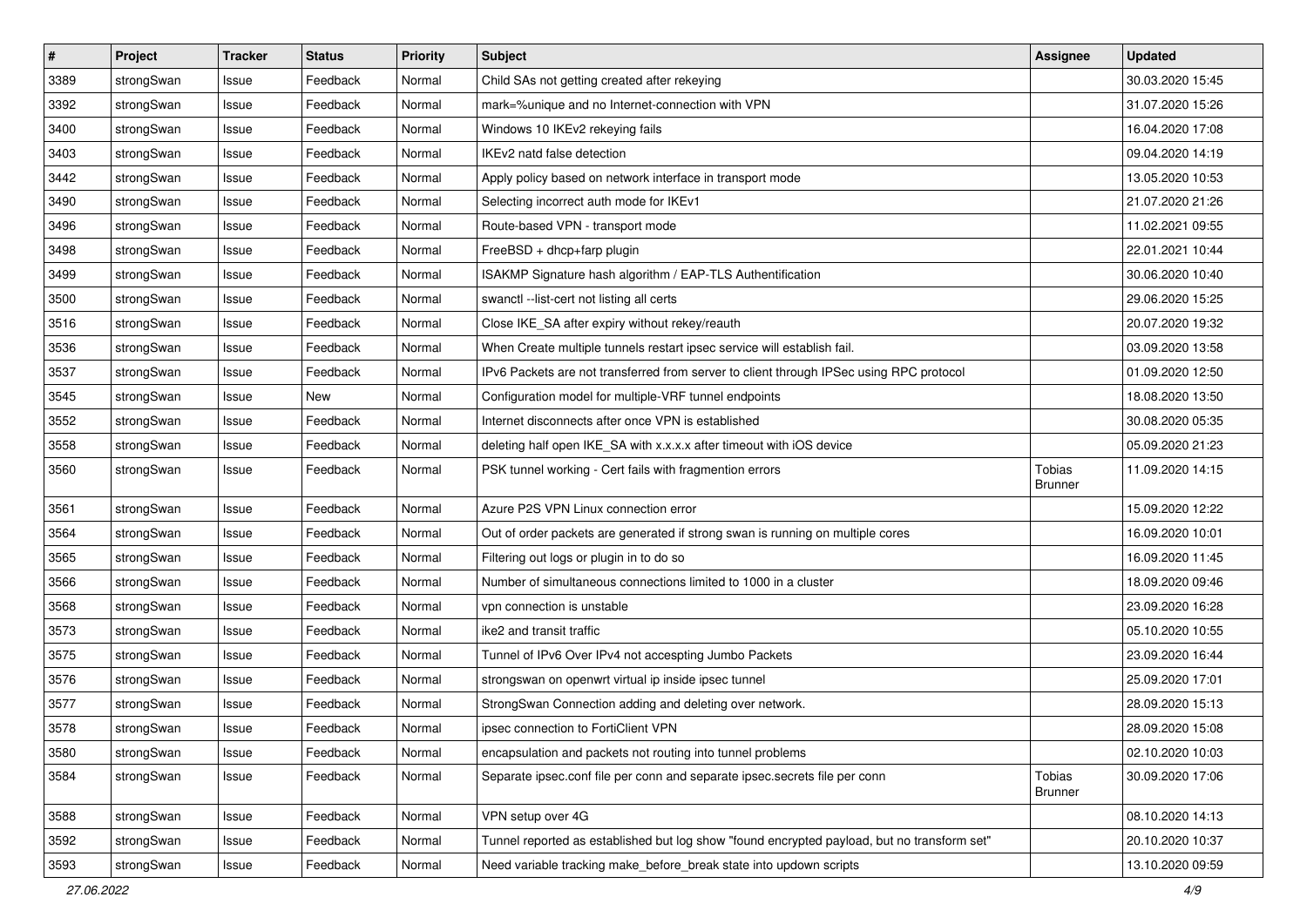| # | Project | Tracker | Status | Priority | Subject | Assignee | Updated |
|---|---|---|---|---|---|---|---|
| 3389 | strongSwan | Issue | Feedback | Normal | Child SAs not getting created after rekeying | | 30.03.2020 15:45 |
| 3392 | strongSwan | Issue | Feedback | Normal | mark=%unique and no Internet-connection with VPN | | 31.07.2020 15:26 |
| 3400 | strongSwan | Issue | Feedback | Normal | Windows 10 IKEv2 rekeying fails | | 16.04.2020 17:08 |
| 3403 | strongSwan | Issue | Feedback | Normal | IKEv2 natd false detection | | 09.04.2020 14:19 |
| 3442 | strongSwan | Issue | Feedback | Normal | Apply policy based on network interface in transport mode | | 13.05.2020 10:53 |
| 3490 | strongSwan | Issue | Feedback | Normal | Selecting incorrect auth mode for IKEv1 | | 21.07.2020 21:26 |
| 3496 | strongSwan | Issue | Feedback | Normal | Route-based VPN - transport mode | | 11.02.2021 09:55 |
| 3498 | strongSwan | Issue | Feedback | Normal | FreeBSD + dhcp+farp plugin | | 22.01.2021 10:44 |
| 3499 | strongSwan | Issue | Feedback | Normal | ISAKMP Signature hash algorithm / EAP-TLS Authentification | | 30.06.2020 10:40 |
| 3500 | strongSwan | Issue | Feedback | Normal | swanctl --list-cert not listing all certs | | 29.06.2020 15:25 |
| 3516 | strongSwan | Issue | Feedback | Normal | Close IKE_SA after expiry without rekey/reauth | | 20.07.2020 19:32 |
| 3536 | strongSwan | Issue | Feedback | Normal | When Create multiple tunnels restart ipsec service will establish fail. | | 03.09.2020 13:58 |
| 3537 | strongSwan | Issue | Feedback | Normal | IPv6 Packets are not transferred from server to client through IPSec using RPC protocol | | 01.09.2020 12:50 |
| 3545 | strongSwan | Issue | New | Normal | Configuration model for multiple-VRF tunnel endpoints | | 18.08.2020 13:50 |
| 3552 | strongSwan | Issue | Feedback | Normal | Internet disconnects after once VPN is established | | 30.08.2020 05:35 |
| 3558 | strongSwan | Issue | Feedback | Normal | deleting half open IKE_SA with x.x.x.x after timeout with iOS device | | 05.09.2020 21:23 |
| 3560 | strongSwan | Issue | Feedback | Normal | PSK tunnel working - Cert fails with fragmention errors | Tobias Brunner | 11.09.2020 14:15 |
| 3561 | strongSwan | Issue | Feedback | Normal | Azure P2S VPN Linux connection error | | 15.09.2020 12:22 |
| 3564 | strongSwan | Issue | Feedback | Normal | Out of order packets are generated if strong swan is running on multiple cores | | 16.09.2020 10:01 |
| 3565 | strongSwan | Issue | Feedback | Normal | Filtering out logs or plugin in to do so | | 16.09.2020 11:45 |
| 3566 | strongSwan | Issue | Feedback | Normal | Number of simultaneous connections limited to 1000 in a cluster | | 18.09.2020 09:46 |
| 3568 | strongSwan | Issue | Feedback | Normal | vpn connection is unstable | | 23.09.2020 16:28 |
| 3573 | strongSwan | Issue | Feedback | Normal | ike2 and transit traffic | | 05.10.2020 10:55 |
| 3575 | strongSwan | Issue | Feedback | Normal | Tunnel of IPv6 Over IPv4 not accespting Jumbo Packets | | 23.09.2020 16:44 |
| 3576 | strongSwan | Issue | Feedback | Normal | strongswan on openwrt virtual ip inside ipsec tunnel | | 25.09.2020 17:01 |
| 3577 | strongSwan | Issue | Feedback | Normal | StrongSwan Connection adding and deleting over network. | | 28.09.2020 15:13 |
| 3578 | strongSwan | Issue | Feedback | Normal | ipsec connection to FortiClient VPN | | 28.09.2020 15:08 |
| 3580 | strongSwan | Issue | Feedback | Normal | encapsulation and packets not routing into tunnel problems | | 02.10.2020 10:03 |
| 3584 | strongSwan | Issue | Feedback | Normal | Separate ipsec.conf file per conn and separate ipsec.secrets file per conn | Tobias Brunner | 30.09.2020 17:06 |
| 3588 | strongSwan | Issue | Feedback | Normal | VPN setup over 4G | | 08.10.2020 14:13 |
| 3592 | strongSwan | Issue | Feedback | Normal | Tunnel reported as established but log show "found encrypted payload, but no transform set" | | 20.10.2020 10:37 |
| 3593 | strongSwan | Issue | Feedback | Normal | Need variable tracking make_before_break state into updown scripts | | 13.10.2020 09:59 |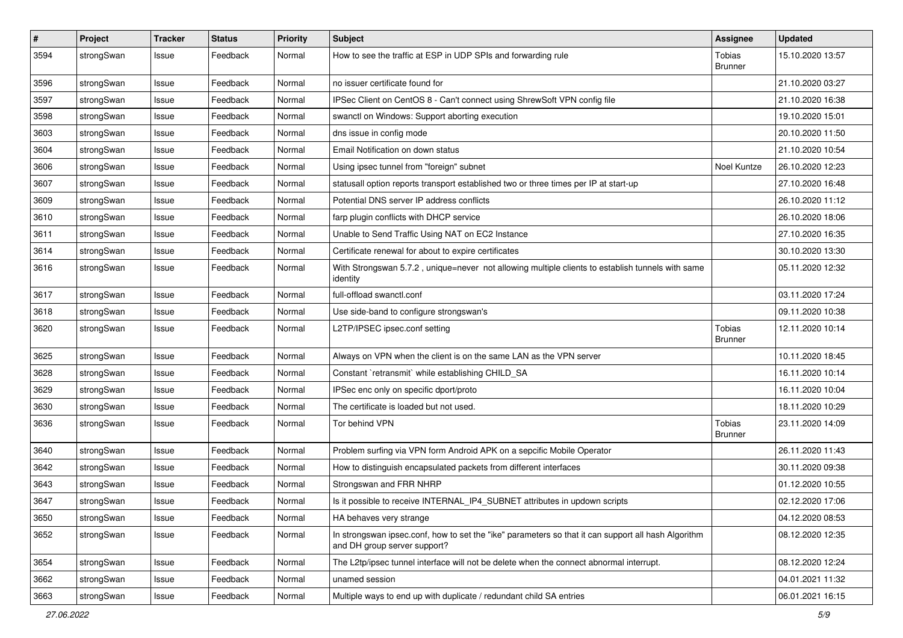| # | Project | Tracker | Status | Priority | Subject | Assignee | Updated |
|---|---|---|---|---|---|---|---|
| 3594 | strongSwan | Issue | Feedback | Normal | How to see the traffic at ESP in UDP SPIs and forwarding rule | Tobias Brunner | 15.10.2020 13:57 |
| 3596 | strongSwan | Issue | Feedback | Normal | no issuer certificate found for | | 21.10.2020 03:27 |
| 3597 | strongSwan | Issue | Feedback | Normal | IPSec Client on CentOS 8 - Can't connect using ShrewSoft VPN config file | | 21.10.2020 16:38 |
| 3598 | strongSwan | Issue | Feedback | Normal | swanctl on Windows: Support aborting execution | | 19.10.2020 15:01 |
| 3603 | strongSwan | Issue | Feedback | Normal | dns issue in config mode | | 20.10.2020 11:50 |
| 3604 | strongSwan | Issue | Feedback | Normal | Email Notification on down status | | 21.10.2020 10:54 |
| 3606 | strongSwan | Issue | Feedback | Normal | Using ipsec tunnel from "foreign" subnet | Noel Kuntze | 26.10.2020 12:23 |
| 3607 | strongSwan | Issue | Feedback | Normal | statusall option reports transport established two or three times per IP at start-up | | 27.10.2020 16:48 |
| 3609 | strongSwan | Issue | Feedback | Normal | Potential DNS server IP address conflicts | | 26.10.2020 11:12 |
| 3610 | strongSwan | Issue | Feedback | Normal | farp plugin conflicts with DHCP service | | 26.10.2020 18:06 |
| 3611 | strongSwan | Issue | Feedback | Normal | Unable to Send Traffic Using NAT on EC2 Instance | | 27.10.2020 16:35 |
| 3614 | strongSwan | Issue | Feedback | Normal | Certificate renewal for about to expire certificates | | 30.10.2020 13:30 |
| 3616 | strongSwan | Issue | Feedback | Normal | With Strongswan 5.7.2 , unique=never not allowing multiple clients to establish tunnels with same identity | | 05.11.2020 12:32 |
| 3617 | strongSwan | Issue | Feedback | Normal | full-offload swanctl.conf | | 03.11.2020 17:24 |
| 3618 | strongSwan | Issue | Feedback | Normal | Use side-band to configure strongswan's | | 09.11.2020 10:38 |
| 3620 | strongSwan | Issue | Feedback | Normal | L2TP/IPSEC ipsec.conf setting | Tobias Brunner | 12.11.2020 10:14 |
| 3625 | strongSwan | Issue | Feedback | Normal | Always on VPN when the client is on the same LAN as the VPN server | | 10.11.2020 18:45 |
| 3628 | strongSwan | Issue | Feedback | Normal | Constant `retransmit` while establishing CHILD_SA | | 16.11.2020 10:14 |
| 3629 | strongSwan | Issue | Feedback | Normal | IPSec enc only on specific dport/proto | | 16.11.2020 10:04 |
| 3630 | strongSwan | Issue | Feedback | Normal | The certificate is loaded but not used. | | 18.11.2020 10:29 |
| 3636 | strongSwan | Issue | Feedback | Normal | Tor behind VPN | Tobias Brunner | 23.11.2020 14:09 |
| 3640 | strongSwan | Issue | Feedback | Normal | Problem surfing via VPN form Android APK on a sepcific Mobile Operator | | 26.11.2020 11:43 |
| 3642 | strongSwan | Issue | Feedback | Normal | How to distinguish encapsulated packets from different interfaces | | 30.11.2020 09:38 |
| 3643 | strongSwan | Issue | Feedback | Normal | Strongswan and FRR NHRP | | 01.12.2020 10:55 |
| 3647 | strongSwan | Issue | Feedback | Normal | Is it possible to receive INTERNAL_IP4_SUBNET attributes in updown scripts | | 02.12.2020 17:06 |
| 3650 | strongSwan | Issue | Feedback | Normal | HA behaves very strange | | 04.12.2020 08:53 |
| 3652 | strongSwan | Issue | Feedback | Normal | In strongswan ipsec.conf, how to set the "ike" parameters so that it can support all hash Algorithm and DH group server support? | | 08.12.2020 12:35 |
| 3654 | strongSwan | Issue | Feedback | Normal | The L2tp/ipsec tunnel interface will not be delete when the connect abnormal interrupt. | | 08.12.2020 12:24 |
| 3662 | strongSwan | Issue | Feedback | Normal | unamed session | | 04.01.2021 11:32 |
| 3663 | strongSwan | Issue | Feedback | Normal | Multiple ways to end up with duplicate / redundant child SA entries | | 06.01.2021 16:15 |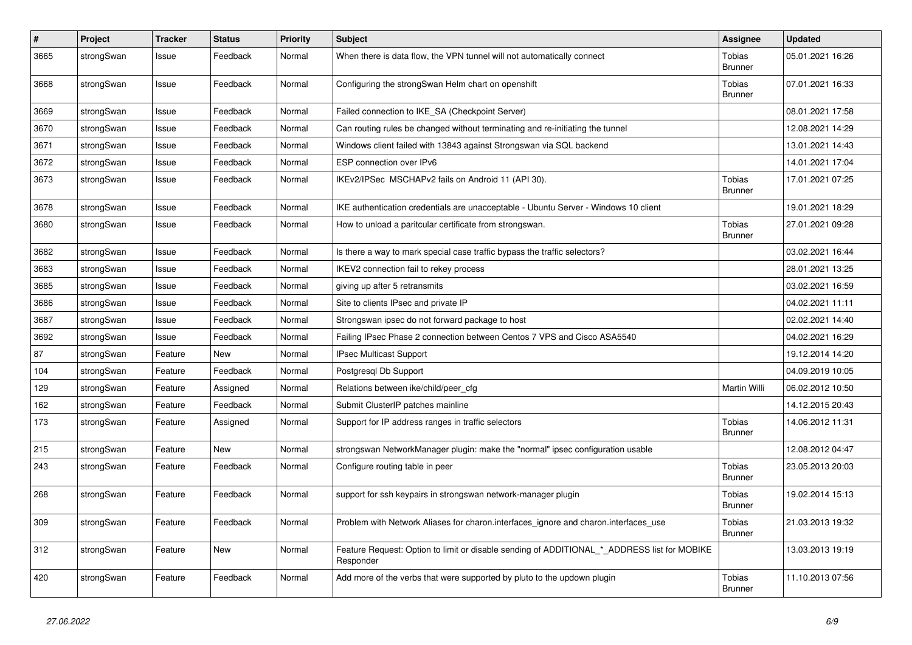| # | Project | Tracker | Status | Priority | Subject | Assignee | Updated |
|---|---|---|---|---|---|---|---|
| 3665 | strongSwan | Issue | Feedback | Normal | When there is data flow, the VPN tunnel will not automatically connect | Tobias Brunner | 05.01.2021 16:26 |
| 3668 | strongSwan | Issue | Feedback | Normal | Configuring the strongSwan Helm chart on openshift | Tobias Brunner | 07.01.2021 16:33 |
| 3669 | strongSwan | Issue | Feedback | Normal | Failed connection to IKE_SA (Checkpoint Server) | | 08.01.2021 17:58 |
| 3670 | strongSwan | Issue | Feedback | Normal | Can routing rules be changed without terminating and re-initiating the tunnel | | 12.08.2021 14:29 |
| 3671 | strongSwan | Issue | Feedback | Normal | Windows client failed with 13843 against Strongswan via SQL backend | | 13.01.2021 14:43 |
| 3672 | strongSwan | Issue | Feedback | Normal | ESP connection over IPv6 | | 14.01.2021 17:04 |
| 3673 | strongSwan | Issue | Feedback | Normal | IKEv2/IPSec MSCHAPv2 fails on Android 11 (API 30). | Tobias Brunner | 17.01.2021 07:25 |
| 3678 | strongSwan | Issue | Feedback | Normal | IKE authentication credentials are unacceptable - Ubuntu Server - Windows 10 client | | 19.01.2021 18:29 |
| 3680 | strongSwan | Issue | Feedback | Normal | How to unload a paritcular certificate from strongswan. | Tobias Brunner | 27.01.2021 09:28 |
| 3682 | strongSwan | Issue | Feedback | Normal | Is there a way to mark special case traffic bypass the traffic selectors? | | 03.02.2021 16:44 |
| 3683 | strongSwan | Issue | Feedback | Normal | IKEV2 connection fail to rekey process | | 28.01.2021 13:25 |
| 3685 | strongSwan | Issue | Feedback | Normal | giving up after 5 retransmits | | 03.02.2021 16:59 |
| 3686 | strongSwan | Issue | Feedback | Normal | Site to clients IPsec and private IP | | 04.02.2021 11:11 |
| 3687 | strongSwan | Issue | Feedback | Normal | Strongswan ipsec do not forward package to host | | 02.02.2021 14:40 |
| 3692 | strongSwan | Issue | Feedback | Normal | Failing IPsec Phase 2 connection between Centos 7 VPS and Cisco ASA5540 | | 04.02.2021 16:29 |
| 87 | strongSwan | Feature | New | Normal | IPsec Multicast Support | | 19.12.2014 14:20 |
| 104 | strongSwan | Feature | Feedback | Normal | Postgresql Db Support | | 04.09.2019 10:05 |
| 129 | strongSwan | Feature | Assigned | Normal | Relations between ike/child/peer_cfg | Martin Willi | 06.02.2012 10:50 |
| 162 | strongSwan | Feature | Feedback | Normal | Submit ClusterIP patches mainline | | 14.12.2015 20:43 |
| 173 | strongSwan | Feature | Assigned | Normal | Support for IP address ranges in traffic selectors | Tobias Brunner | 14.06.2012 11:31 |
| 215 | strongSwan | Feature | New | Normal | strongswan NetworkManager plugin: make the "normal" ipsec configuration usable | | 12.08.2012 04:47 |
| 243 | strongSwan | Feature | Feedback | Normal | Configure routing table in peer | Tobias Brunner | 23.05.2013 20:03 |
| 268 | strongSwan | Feature | Feedback | Normal | support for ssh keypairs in strongswan network-manager plugin | Tobias Brunner | 19.02.2014 15:13 |
| 309 | strongSwan | Feature | Feedback | Normal | Problem with Network Aliases for charon.interfaces_ignore and charon.interfaces_use | Tobias Brunner | 21.03.2013 19:32 |
| 312 | strongSwan | Feature | New | Normal | Feature Request: Option to limit or disable sending of ADDITIONAL_*_ADDRESS list for MOBIKE Responder | | 13.03.2013 19:19 |
| 420 | strongSwan | Feature | Feedback | Normal | Add more of the verbs that were supported by pluto to the updown plugin | Tobias Brunner | 11.10.2013 07:56 |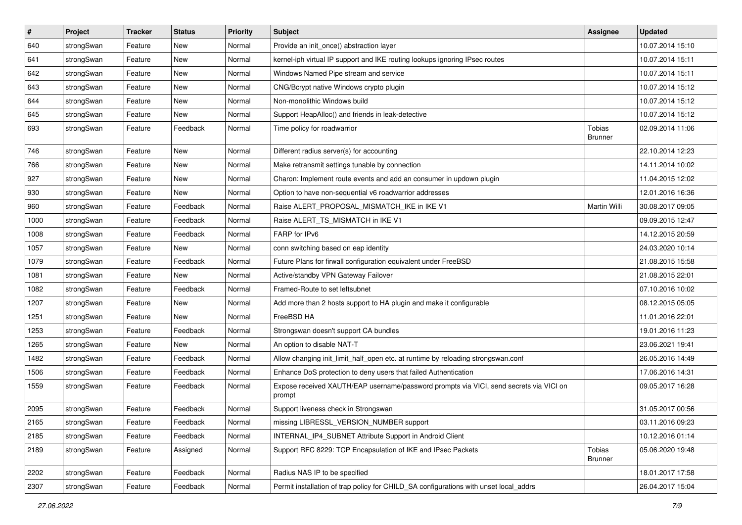| # | Project | Tracker | Status | Priority | Subject | Assignee | Updated |
|---|---|---|---|---|---|---|---|
| 640 | strongSwan | Feature | New | Normal | Provide an init_once() abstraction layer | | 10.07.2014 15:10 |
| 641 | strongSwan | Feature | New | Normal | kernel-iph virtual IP support and IKE routing lookups ignoring IPsec routes | | 10.07.2014 15:11 |
| 642 | strongSwan | Feature | New | Normal | Windows Named Pipe stream and service | | 10.07.2014 15:11 |
| 643 | strongSwan | Feature | New | Normal | CNG/Bcrypt native Windows crypto plugin | | 10.07.2014 15:12 |
| 644 | strongSwan | Feature | New | Normal | Non-monolithic Windows build | | 10.07.2014 15:12 |
| 645 | strongSwan | Feature | New | Normal | Support HeapAlloc() and friends in leak-detective | | 10.07.2014 15:12 |
| 693 | strongSwan | Feature | Feedback | Normal | Time policy for roadwarrior | Tobias Brunner | 02.09.2014 11:06 |
| 746 | strongSwan | Feature | New | Normal | Different radius server(s) for accounting | | 22.10.2014 12:23 |
| 766 | strongSwan | Feature | New | Normal | Make retransmit settings tunable by connection | | 14.11.2014 10:02 |
| 927 | strongSwan | Feature | New | Normal | Charon: Implement route events and add an consumer in updown plugin | | 11.04.2015 12:02 |
| 930 | strongSwan | Feature | New | Normal | Option to have non-sequential v6 roadwarrior addresses | | 12.01.2016 16:36 |
| 960 | strongSwan | Feature | Feedback | Normal | Raise ALERT_PROPOSAL_MISMATCH_IKE in IKE V1 | Martin Willi | 30.08.2017 09:05 |
| 1000 | strongSwan | Feature | Feedback | Normal | Raise ALERT_TS_MISMATCH in IKE V1 | | 09.09.2015 12:47 |
| 1008 | strongSwan | Feature | Feedback | Normal | FARP for IPv6 | | 14.12.2015 20:59 |
| 1057 | strongSwan | Feature | New | Normal | conn switching based on eap identity | | 24.03.2020 10:14 |
| 1079 | strongSwan | Feature | Feedback | Normal | Future Plans for firwall configuration equivalent under FreeBSD | | 21.08.2015 15:58 |
| 1081 | strongSwan | Feature | New | Normal | Active/standby VPN Gateway Failover | | 21.08.2015 22:01 |
| 1082 | strongSwan | Feature | Feedback | Normal | Framed-Route to set leftsubnet | | 07.10.2016 10:02 |
| 1207 | strongSwan | Feature | New | Normal | Add more than 2 hosts support to HA plugin and make it configurable | | 08.12.2015 05:05 |
| 1251 | strongSwan | Feature | New | Normal | FreeBSD HA | | 11.01.2016 22:01 |
| 1253 | strongSwan | Feature | Feedback | Normal | Strongswan doesn't support CA bundles | | 19.01.2016 11:23 |
| 1265 | strongSwan | Feature | New | Normal | An option to disable NAT-T | | 23.06.2021 19:41 |
| 1482 | strongSwan | Feature | Feedback | Normal | Allow changing init_limit_half_open etc. at runtime by reloading strongswan.conf | | 26.05.2016 14:49 |
| 1506 | strongSwan | Feature | Feedback | Normal | Enhance DoS protection to deny users that failed Authentication | | 17.06.2016 14:31 |
| 1559 | strongSwan | Feature | Feedback | Normal | Expose received XAUTH/EAP username/password prompts via VICI, send secrets via VICI on prompt | | 09.05.2017 16:28 |
| 2095 | strongSwan | Feature | Feedback | Normal | Support liveness check in Strongswan | | 31.05.2017 00:56 |
| 2165 | strongSwan | Feature | Feedback | Normal | missing LIBRESSL_VERSION_NUMBER support | | 03.11.2016 09:23 |
| 2185 | strongSwan | Feature | Feedback | Normal | INTERNAL_IP4_SUBNET Attribute Support in Android Client | | 10.12.2016 01:14 |
| 2189 | strongSwan | Feature | Assigned | Normal | Support RFC 8229: TCP Encapsulation of IKE and IPsec Packets | Tobias Brunner | 05.06.2020 19:48 |
| 2202 | strongSwan | Feature | Feedback | Normal | Radius NAS IP to be specified | | 18.01.2017 17:58 |
| 2307 | strongSwan | Feature | Feedback | Normal | Permit installation of trap policy for CHILD_SA configurations with unset local_addrs | | 26.04.2017 15:04 |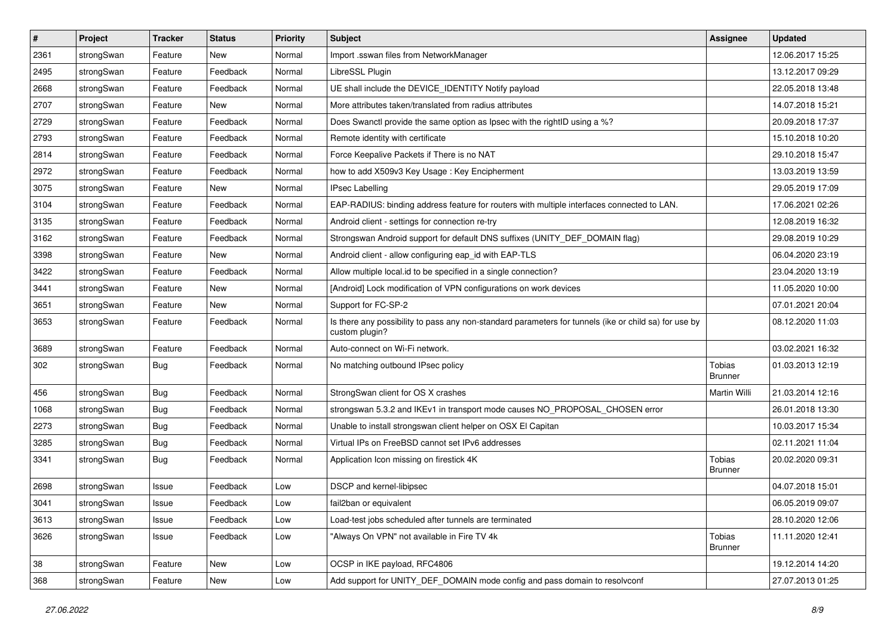| # | Project | Tracker | Status | Priority | Subject | Assignee | Updated |
| --- | --- | --- | --- | --- | --- | --- | --- |
| 2361 | strongSwan | Feature | New | Normal | Import .sswan files from NetworkManager | | 12.06.2017 15:25 |
| 2495 | strongSwan | Feature | Feedback | Normal | LibreSSL Plugin | | 13.12.2017 09:29 |
| 2668 | strongSwan | Feature | Feedback | Normal | UE shall include the DEVICE_IDENTITY Notify payload | | 22.05.2018 13:48 |
| 2707 | strongSwan | Feature | New | Normal | More attributes taken/translated from radius attributes | | 14.07.2018 15:21 |
| 2729 | strongSwan | Feature | Feedback | Normal | Does Swanctl provide the same option as Ipsec with the rightID using a %? | | 20.09.2018 17:37 |
| 2793 | strongSwan | Feature | Feedback | Normal | Remote identity with certificate | | 15.10.2018 10:20 |
| 2814 | strongSwan | Feature | Feedback | Normal | Force Keepalive Packets if There is no NAT | | 29.10.2018 15:47 |
| 2972 | strongSwan | Feature | Feedback | Normal | how to add X509v3 Key Usage : Key Encipherment | | 13.03.2019 13:59 |
| 3075 | strongSwan | Feature | New | Normal | IPsec Labelling | | 29.05.2019 17:09 |
| 3104 | strongSwan | Feature | Feedback | Normal | EAP-RADIUS: binding address feature for routers with multiple interfaces connected to LAN. | | 17.06.2021 02:26 |
| 3135 | strongSwan | Feature | Feedback | Normal | Android client - settings for connection re-try | | 12.08.2019 16:32 |
| 3162 | strongSwan | Feature | Feedback | Normal | Strongswan Android support for default DNS suffixes (UNITY_DEF_DOMAIN flag) | | 29.08.2019 10:29 |
| 3398 | strongSwan | Feature | New | Normal | Android client - allow configuring eap_id with EAP-TLS | | 06.04.2020 23:19 |
| 3422 | strongSwan | Feature | Feedback | Normal | Allow multiple local.id to be specified in a single connection? | | 23.04.2020 13:19 |
| 3441 | strongSwan | Feature | New | Normal | [Android] Lock modification of VPN configurations on work devices | | 11.05.2020 10:00 |
| 3651 | strongSwan | Feature | New | Normal | Support for FC-SP-2 | | 07.01.2021 20:04 |
| 3653 | strongSwan | Feature | Feedback | Normal | Is there any possibility to pass any non-standard parameters for tunnels (ike or child sa) for use by custom plugin? | | 08.12.2020 11:03 |
| 3689 | strongSwan | Feature | Feedback | Normal | Auto-connect on Wi-Fi network. | | 03.02.2021 16:32 |
| 302 | strongSwan | Bug | Feedback | Normal | No matching outbound IPsec policy | Tobias Brunner | 01.03.2013 12:19 |
| 456 | strongSwan | Bug | Feedback | Normal | StrongSwan client for OS X crashes | Martin Willi | 21.03.2014 12:16 |
| 1068 | strongSwan | Bug | Feedback | Normal | strongswan 5.3.2 and IKEv1 in transport mode causes NO_PROPOSAL_CHOSEN error | | 26.01.2018 13:30 |
| 2273 | strongSwan | Bug | Feedback | Normal | Unable to install strongswan client helper on OSX El Capitan | | 10.03.2017 15:34 |
| 3285 | strongSwan | Bug | Feedback | Normal | Virtual IPs on FreeBSD cannot set IPv6 addresses | | 02.11.2021 11:04 |
| 3341 | strongSwan | Bug | Feedback | Normal | Application Icon missing on firestick 4K | Tobias Brunner | 20.02.2020 09:31 |
| 2698 | strongSwan | Issue | Feedback | Low | DSCP and kernel-libipsec | | 04.07.2018 15:01 |
| 3041 | strongSwan | Issue | Feedback | Low | fail2ban or equivalent | | 06.05.2019 09:07 |
| 3613 | strongSwan | Issue | Feedback | Low | Load-test jobs scheduled after tunnels are terminated | | 28.10.2020 12:06 |
| 3626 | strongSwan | Issue | Feedback | Low | "Always On VPN" not available in Fire TV 4k | Tobias Brunner | 11.11.2020 12:41 |
| 38 | strongSwan | Feature | New | Low | OCSP in IKE payload, RFC4806 | | 19.12.2014 14:20 |
| 368 | strongSwan | Feature | New | Low | Add support for UNITY_DEF_DOMAIN mode config and pass domain to resolvconf | | 27.07.2013 01:25 |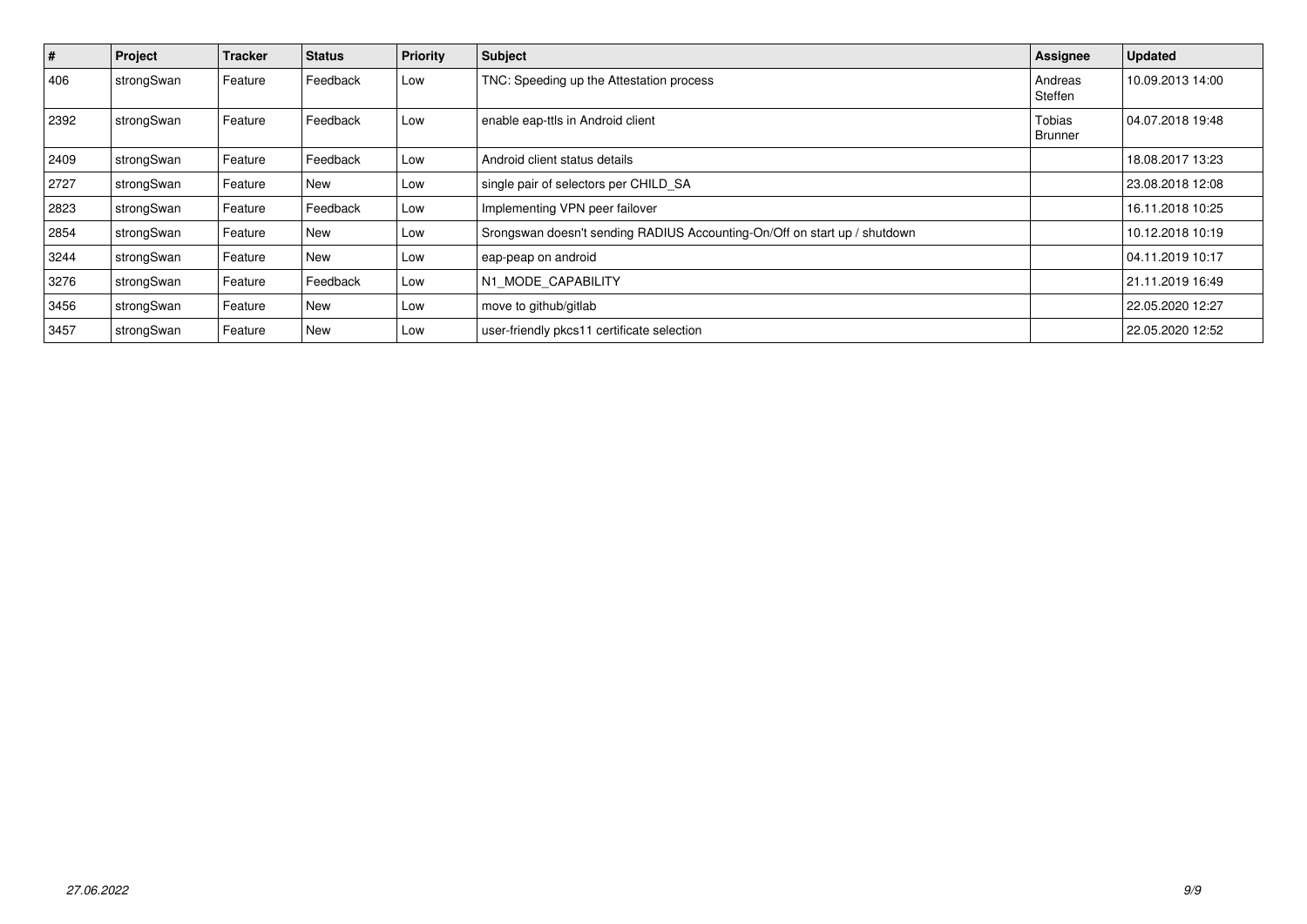| # | Project | Tracker | Status | Priority | Subject | Assignee | Updated |
|---|---|---|---|---|---|---|---|
| 406 | strongSwan | Feature | Feedback | Low | TNC: Speeding up the Attestation process | Andreas Steffen | 10.09.2013 14:00 |
| 2392 | strongSwan | Feature | Feedback | Low | enable eap-ttls in Android client | Tobias Brunner | 04.07.2018 19:48 |
| 2409 | strongSwan | Feature | Feedback | Low | Android client status details | | 18.08.2017 13:23 |
| 2727 | strongSwan | Feature | New | Low | single pair of selectors per CHILD_SA | | 23.08.2018 12:08 |
| 2823 | strongSwan | Feature | Feedback | Low | Implementing VPN peer failover | | 16.11.2018 10:25 |
| 2854 | strongSwan | Feature | New | Low | Srongswan doesn't sending RADIUS Accounting-On/Off on start up / shutdown | | 10.12.2018 10:19 |
| 3244 | strongSwan | Feature | New | Low | eap-peap on android | | 04.11.2019 10:17 |
| 3276 | strongSwan | Feature | Feedback | Low | N1_MODE_CAPABILITY | | 21.11.2019 16:49 |
| 3456 | strongSwan | Feature | New | Low | move to github/gitlab | | 22.05.2020 12:27 |
| 3457 | strongSwan | Feature | New | Low | user-friendly pkcs11 certificate selection | | 22.05.2020 12:52 |